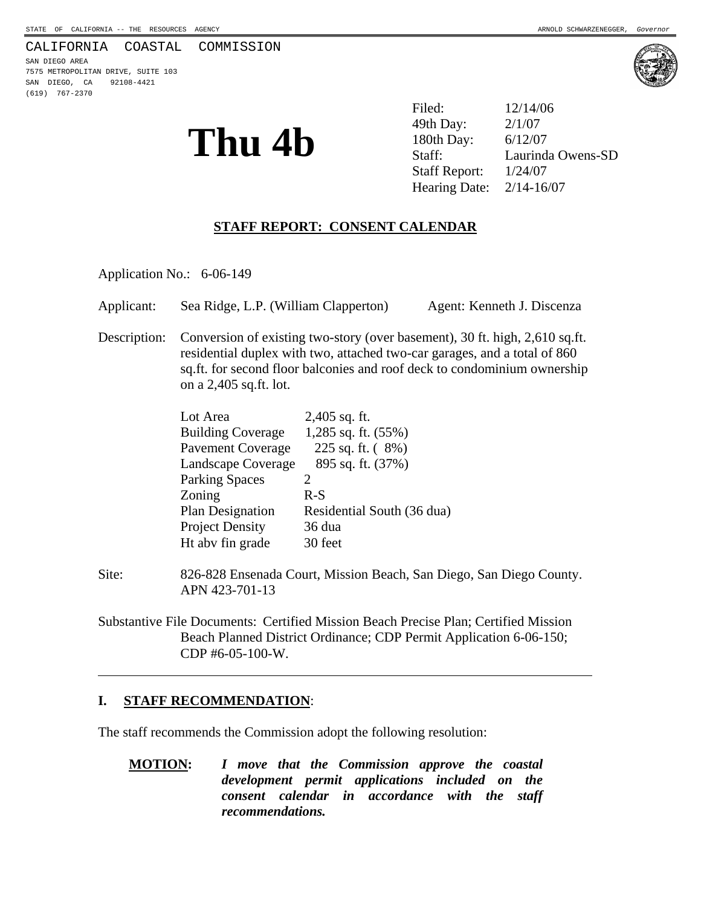STATE OF CALIFORNIA -- THE RESOURCES AGENCY ARNOLD SCHWARZENEGGER, *Governor*

CALIFORNIA COASTAL COMMISSION
SAN DIEGO AREA
7575 METROPOLITAN DRIVE, SUITE 103
SAN DIEGO, CA 92108-4421
(619) 767-2370

# Thu 4b

| | |
|---|---|
| Filed: | 12/14/06 |
| 49th Day: | 2/1/07 |
| 180th Day: | 6/12/07 |
| Staff: | Laurinda Owens-SD |
| Staff Report: | 1/24/07 |
| Hearing Date: | 2/14-16/07 |

## STAFF REPORT: CONSENT CALENDAR

Application No.: 6-06-149

Applicant: Sea Ridge, L.P. (William Clapperton) Agent: Kenneth J. Discenza

Description: Conversion of existing two-story (over basement), 30 ft. high, 2,610 sq.ft. residential duplex with two, attached two-car garages, and a total of 860 sq.ft. for second floor balconies and roof deck to condominium ownership on a 2,405 sq.ft. lot.

| | |
|---|---|
| Lot Area | 2,405 sq. ft. |
| Building Coverage | 1,285 sq. ft. (55%) |
| Pavement Coverage | 225 sq. ft. ( 8%) |
| Landscape Coverage | 895 sq. ft. (37%) |
| Parking Spaces | 2 |
| Zoning | R-S |
| Plan Designation | Residential South (36 dua) |
| Project Density | 36 dua |
| Ht abv fin grade | 30 feet |

Site: 826-828 Ensenada Court, Mission Beach, San Diego, San Diego County. APN 423-701-13

Substantive File Documents: Certified Mission Beach Precise Plan; Certified Mission Beach Planned District Ordinance; CDP Permit Application 6-06-150; CDP #6-05-100-W.

---

## I. STAFF RECOMMENDATION:

The staff recommends the Commission adopt the following resolution:

**MOTION:** ***I move that the Commission approve the coastal development permit applications included on the consent calendar in accordance with the staff recommendations.***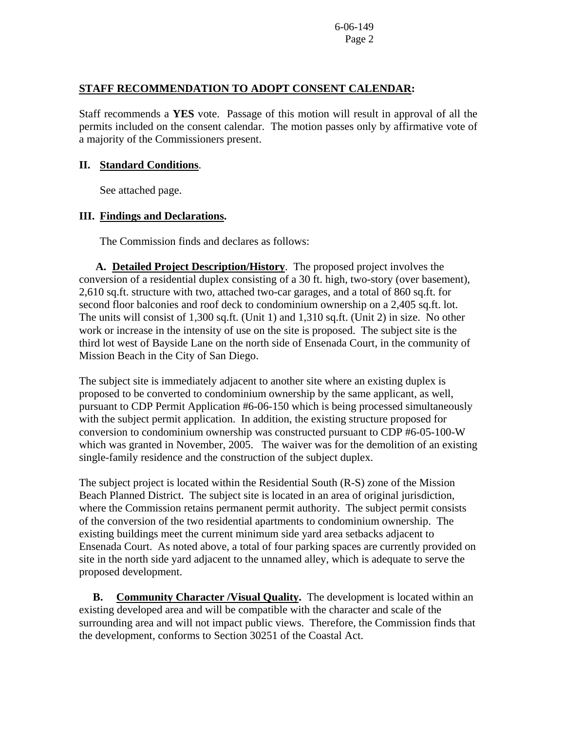**STAFF RECOMMENDATION TO ADOPT CONSENT CALENDAR:**

Staff recommends a **YES** vote. Passage of this motion will result in approval of all the permits included on the consent calendar. The motion passes only by affirmative vote of a majority of the Commissioners present.

**II. Standard Conditions**.

See attached page.

**III. Findings and Declarations.**

The Commission finds and declares as follows:

**A. Detailed Project Description/History**. The proposed project involves the conversion of a residential duplex consisting of a 30 ft. high, two-story (over basement), 2,610 sq.ft. structure with two, attached two-car garages, and a total of 860 sq.ft. for second floor balconies and roof deck to condominium ownership on a 2,405 sq.ft. lot. The units will consist of 1,300 sq.ft. (Unit 1) and 1,310 sq.ft. (Unit 2) in size. No other work or increase in the intensity of use on the site is proposed. The subject site is the third lot west of Bayside Lane on the north side of Ensenada Court, in the community of Mission Beach in the City of San Diego.

The subject site is immediately adjacent to another site where an existing duplex is proposed to be converted to condominium ownership by the same applicant, as well, pursuant to CDP Permit Application #6-06-150 which is being processed simultaneously with the subject permit application. In addition, the existing structure proposed for conversion to condominium ownership was constructed pursuant to CDP #6-05-100-W which was granted in November, 2005. The waiver was for the demolition of an existing single-family residence and the construction of the subject duplex.

The subject project is located within the Residential South (R-S) zone of the Mission Beach Planned District. The subject site is located in an area of original jurisdiction, where the Commission retains permanent permit authority. The subject permit consists of the conversion of the two residential apartments to condominium ownership. The existing buildings meet the current minimum side yard area setbacks adjacent to Ensenada Court. As noted above, a total of four parking spaces are currently provided on site in the north side yard adjacent to the unnamed alley, which is adequate to serve the proposed development.

**B. Community Character /Visual Quality.** The development is located within an existing developed area and will be compatible with the character and scale of the surrounding area and will not impact public views. Therefore, the Commission finds that the development, conforms to Section 30251 of the Coastal Act.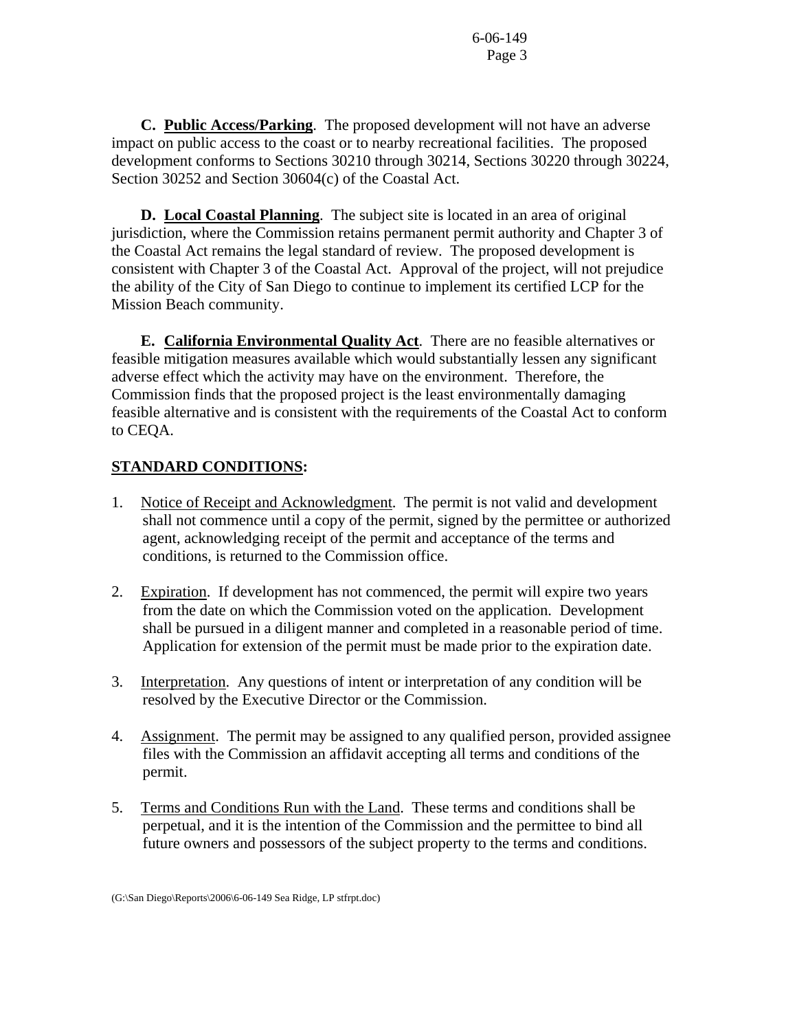**C. Public Access/Parking**. The proposed development will not have an adverse impact on public access to the coast or to nearby recreational facilities. The proposed development conforms to Sections 30210 through 30214, Sections 30220 through 30224, Section 30252 and Section 30604(c) of the Coastal Act.

**D. Local Coastal Planning**. The subject site is located in an area of original jurisdiction, where the Commission retains permanent permit authority and Chapter 3 of the Coastal Act remains the legal standard of review. The proposed development is consistent with Chapter 3 of the Coastal Act. Approval of the project, will not prejudice the ability of the City of San Diego to continue to implement its certified LCP for the Mission Beach community.

**E. California Environmental Quality Act**. There are no feasible alternatives or feasible mitigation measures available which would substantially lessen any significant adverse effect which the activity may have on the environment. Therefore, the Commission finds that the proposed project is the least environmentally damaging feasible alternative and is consistent with the requirements of the Coastal Act to conform to CEQA.

## STANDARD CONDITIONS:

1. Notice of Receipt and Acknowledgment. The permit is not valid and development shall not commence until a copy of the permit, signed by the permittee or authorized agent, acknowledging receipt of the permit and acceptance of the terms and conditions, is returned to the Commission office.

2. Expiration. If development has not commenced, the permit will expire two years from the date on which the Commission voted on the application. Development shall be pursued in a diligent manner and completed in a reasonable period of time. Application for extension of the permit must be made prior to the expiration date.

3. Interpretation. Any questions of intent or interpretation of any condition will be resolved by the Executive Director or the Commission.

4. Assignment. The permit may be assigned to any qualified person, provided assignee files with the Commission an affidavit accepting all terms and conditions of the permit.

5. Terms and Conditions Run with the Land. These terms and conditions shall be perpetual, and it is the intention of the Commission and the permittee to bind all future owners and possessors of the subject property to the terms and conditions.

(G:\San Diego\Reports\2006\6-06-149 Sea Ridge, LP stfrpt.doc)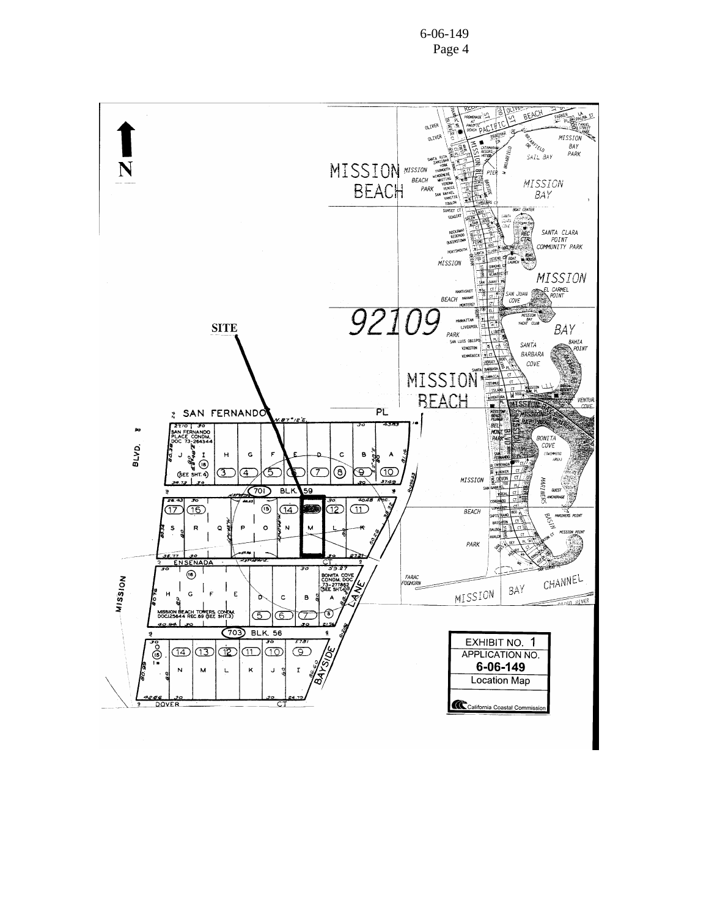EXHIBIT NO. 1

APPLICATION NO.

**6-06-149**

Location Map

California Coastal Commission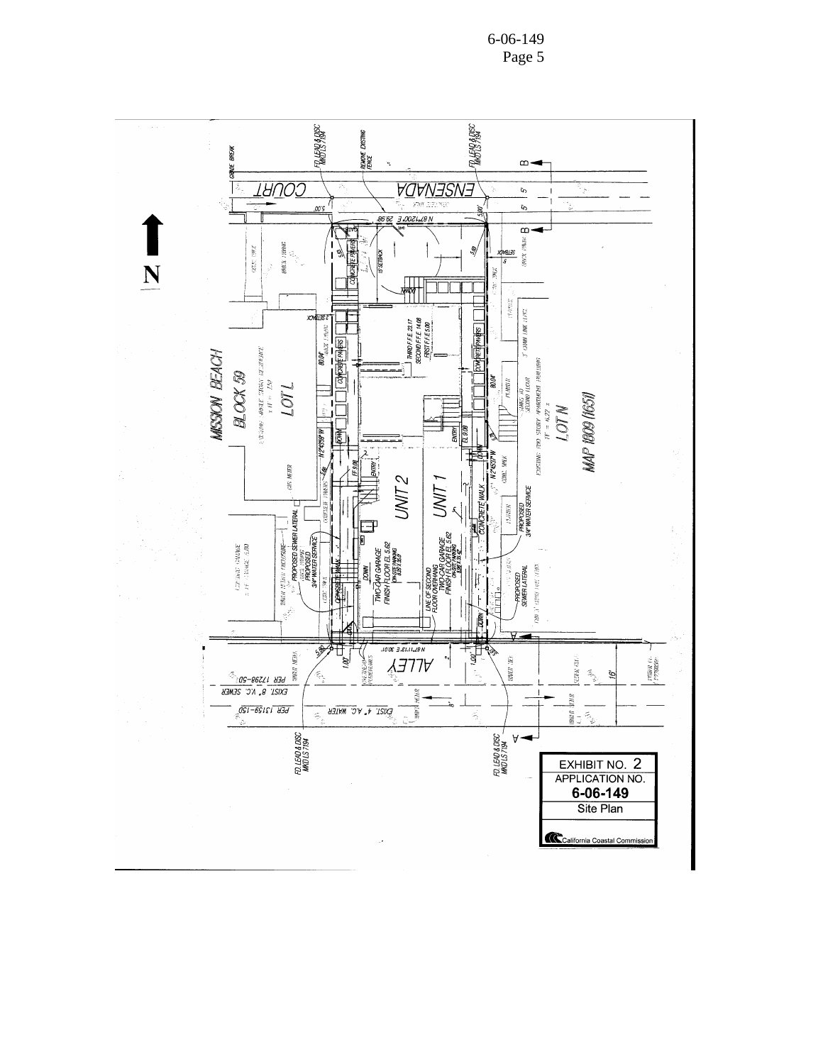EXHIBIT NO. 2
APPLICATION NO.
**6-06-149**
Site Plan

California Coastal Commission

N

MISSION BEACH
BLOCK 59
LOT L

LOT N
MAP 1809 (1651)

ENSENADA COURT

ALLEY

UNIT 2

UNIT 1

TWO-CAR GARAGE
FINISH FLOOR EL 5.62

LINE OF SECOND FLOOR OVERHANG
TWO-CAR GARAGE
FINISH FLOOR EL 5.62

THIRD F.F.E. 23.17
SECOND F.F.E. 14.08
FIRST F.F.E. 5.00

PROPOSED SEWER LATERAL
PROPOSED 3/4" WATER SERVICE
PROPOSED 3/4" WATER SERVICE
PROPOSED SEWER LATERAL

CONCRETE WALK
CONCRETE PAVERS

EXIST. 8" V.C. SEWER
EXIST. 4" A.C. WATER

FD. LEAD & DISC MKD LS 7194

REMOVE EXISTING FENCE

N 87°12'00" E 29.98'
N 87°11'13" E 30.01'
N 2°45'52" W 80.04'
N 2°45'07" W 80.04'

15' SETBACK

EXISTING TWO STORY APARTMENT BUILDING

GAS METER

GRADE BREAK